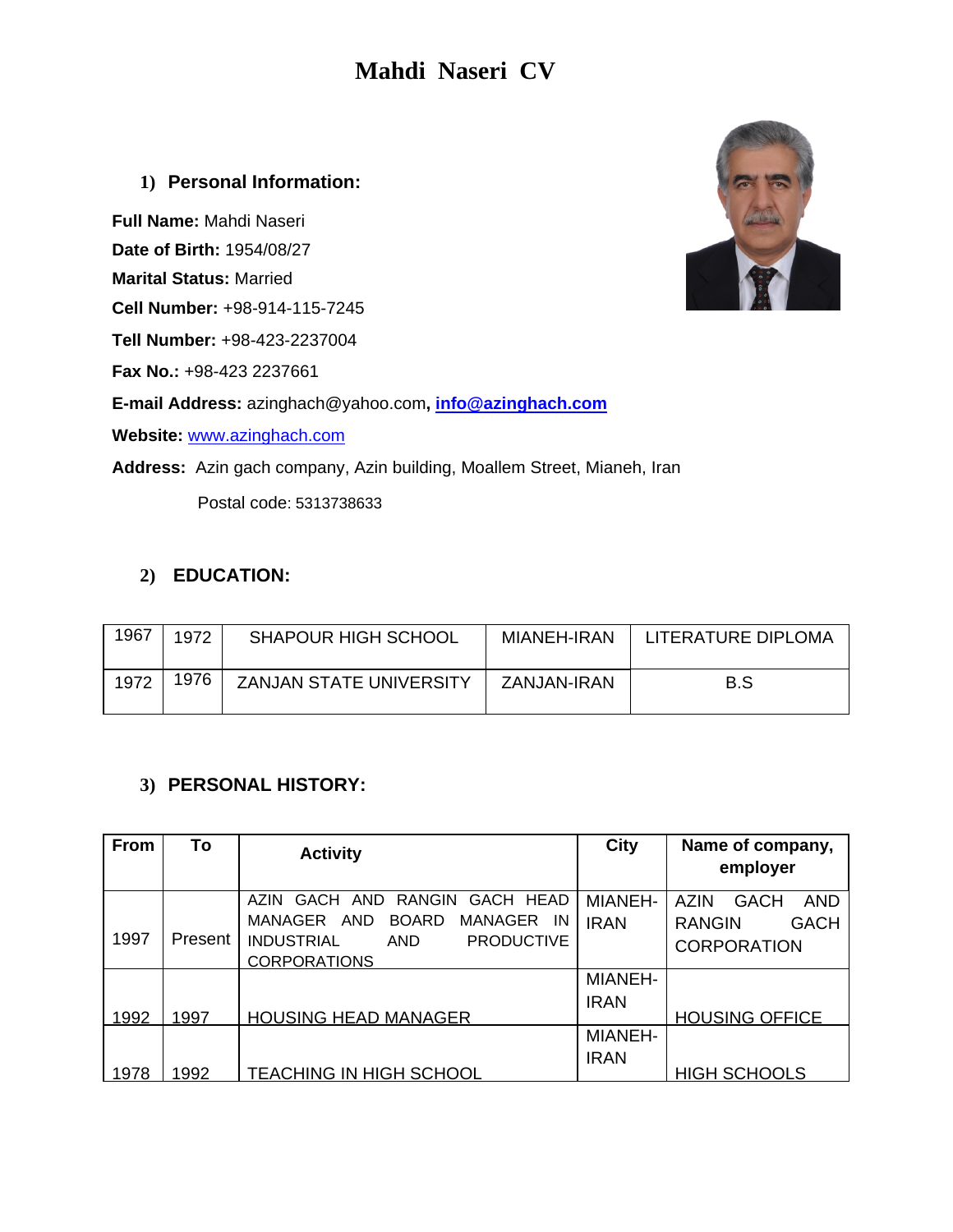# Mahdi Naseri CV

## 1) Personal Information:

**Full Name:** Mahdi Naseri

**Date of Birth:** 1954/08/27

**Marital Status:** Married

**Cell Number:** +98-914-115-7245

**Tell Number:** +98-423-2237004

**Fax No.:** +98-423 2237661

**E-mail Address:** azinghach@yahoo.com**, info@azinghach.com**

**Website:** www.azinghach.com

**Address:** Azin gach company, Azin building, Moallem Street, Mianeh, Iran

Postal code: 5313738633

## 2) EDUCATION:

| | | | | |
|---|---|---|---|---|
| 1967 | 1972 | SHAPOUR HIGH SCHOOL | MIANEH-IRAN | LITERATURE DIPLOMA |
| 1972 | 1976 | ZANJAN STATE UNIVERSITY | ZANJAN-IRAN | B.S |

## 3) PERSONAL HISTORY:

| From | To | Activity | City | Name of company, employer |
|---|---|---|---|---|
| 1997 | Present | AZIN GACH AND RANGIN GACH HEAD MANAGER AND BOARD MANAGER IN INDUSTRIAL AND PRODUCTIVE CORPORATIONS | MIANEH-IRAN | AZIN GACH AND RANGIN GACH CORPORATION |
| 1992 | 1997 | HOUSING HEAD MANAGER | MIANEH-IRAN | HOUSING OFFICE |
| 1978 | 1992 | TEACHING IN HIGH SCHOOL | MIANEH-IRAN | HIGH SCHOOLS |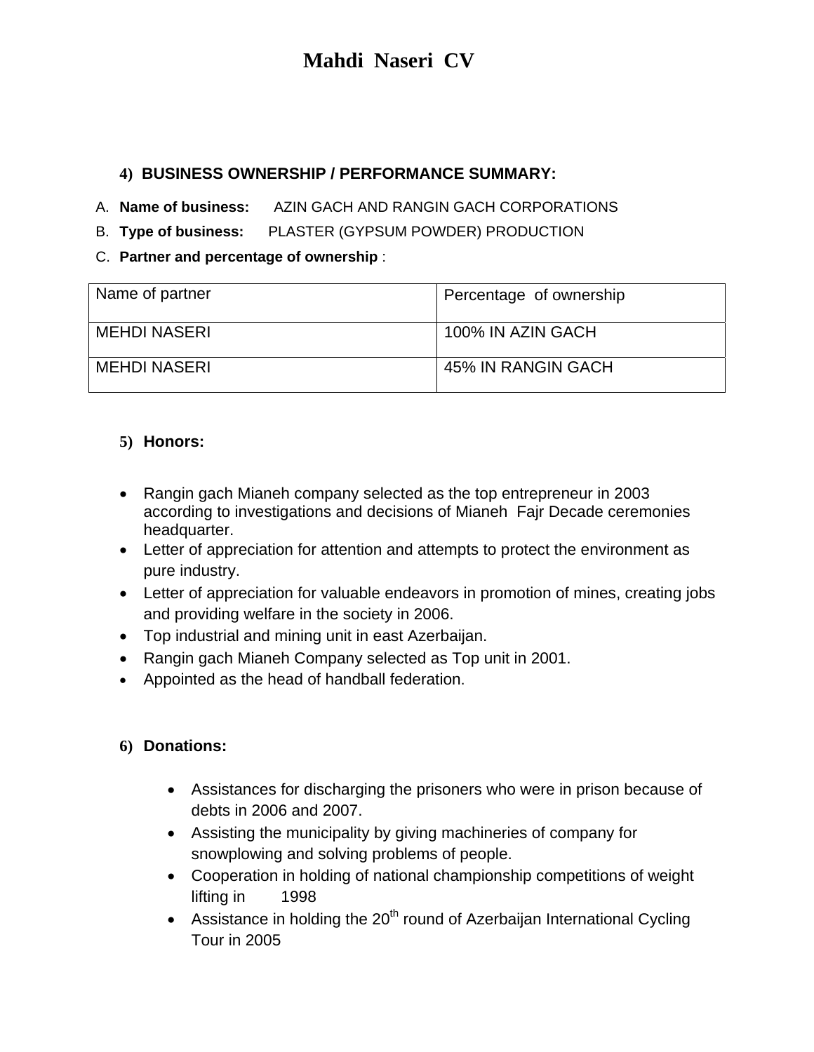# Mahdi Naseri CV

### 4) BUSINESS OWNERSHIP / PERFORMANCE SUMMARY:

A. **Name of business:** AZIN GACH AND RANGIN GACH CORPORATIONS

B. **Type of business:** PLASTER (GYPSUM POWDER) PRODUCTION

C. **Partner and percentage of ownership** :

| Name of partner | Percentage of ownership |
|---|---|
| MEHDI NASERI | 100% IN AZIN GACH |
| MEHDI NASERI | 45% IN RANGIN GACH |

### 5) Honors:

- Rangin gach Mianeh company selected as the top entrepreneur in 2003 according to investigations and decisions of Mianeh Fajr Decade ceremonies headquarter.
- Letter of appreciation for attention and attempts to protect the environment as pure industry.
- Letter of appreciation for valuable endeavors in promotion of mines, creating jobs and providing welfare in the society in 2006.
- Top industrial and mining unit in east Azerbaijan.
- Rangin gach Mianeh Company selected as Top unit in 2001.
- Appointed as the head of handball federation.

### 6) Donations:

- Assistances for discharging the prisoners who were in prison because of debts in 2006 and 2007.
- Assisting the municipality by giving machineries of company for snowplowing and solving problems of people.
- Cooperation in holding of national championship competitions of weight lifting in 1998
- Assistance in holding the 20th round of Azerbaijan International Cycling Tour in 2005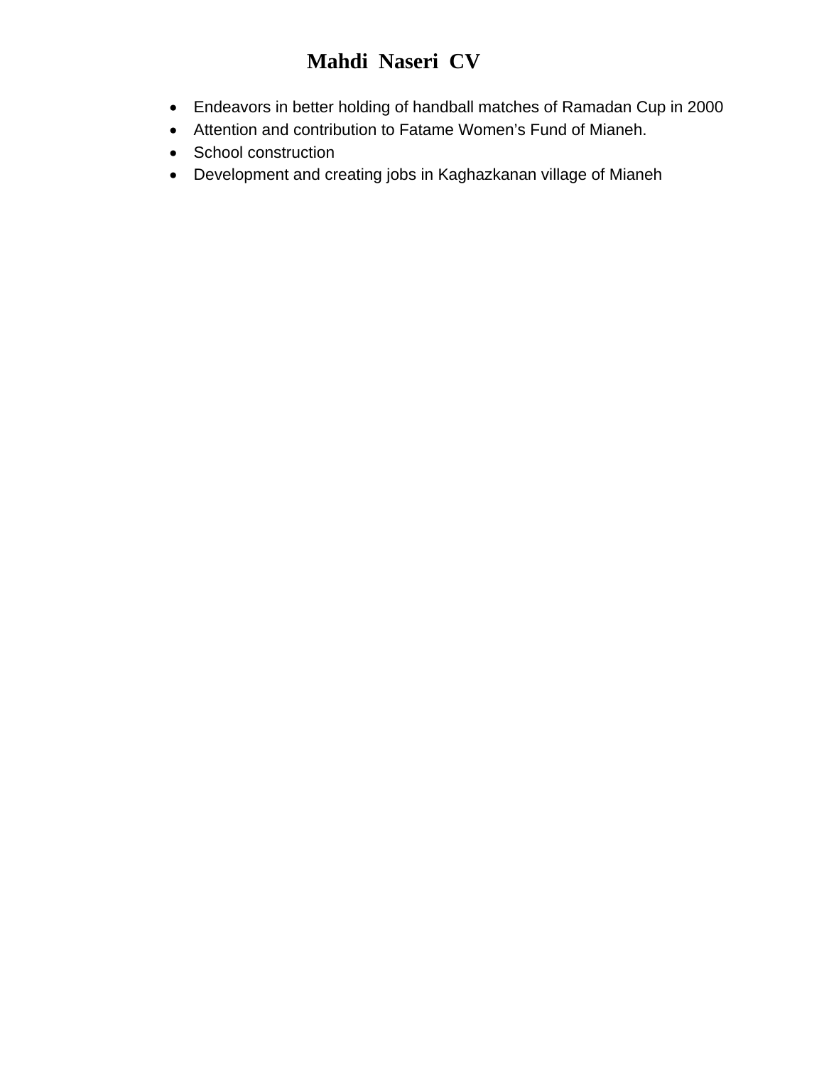# Mahdi Naseri CV

- Endeavors in better holding of handball matches of Ramadan Cup in 2000
- Attention and contribution to Fatame Women's Fund of Mianeh.
- School construction
- Development and creating jobs in Kaghazkanan village of Mianeh